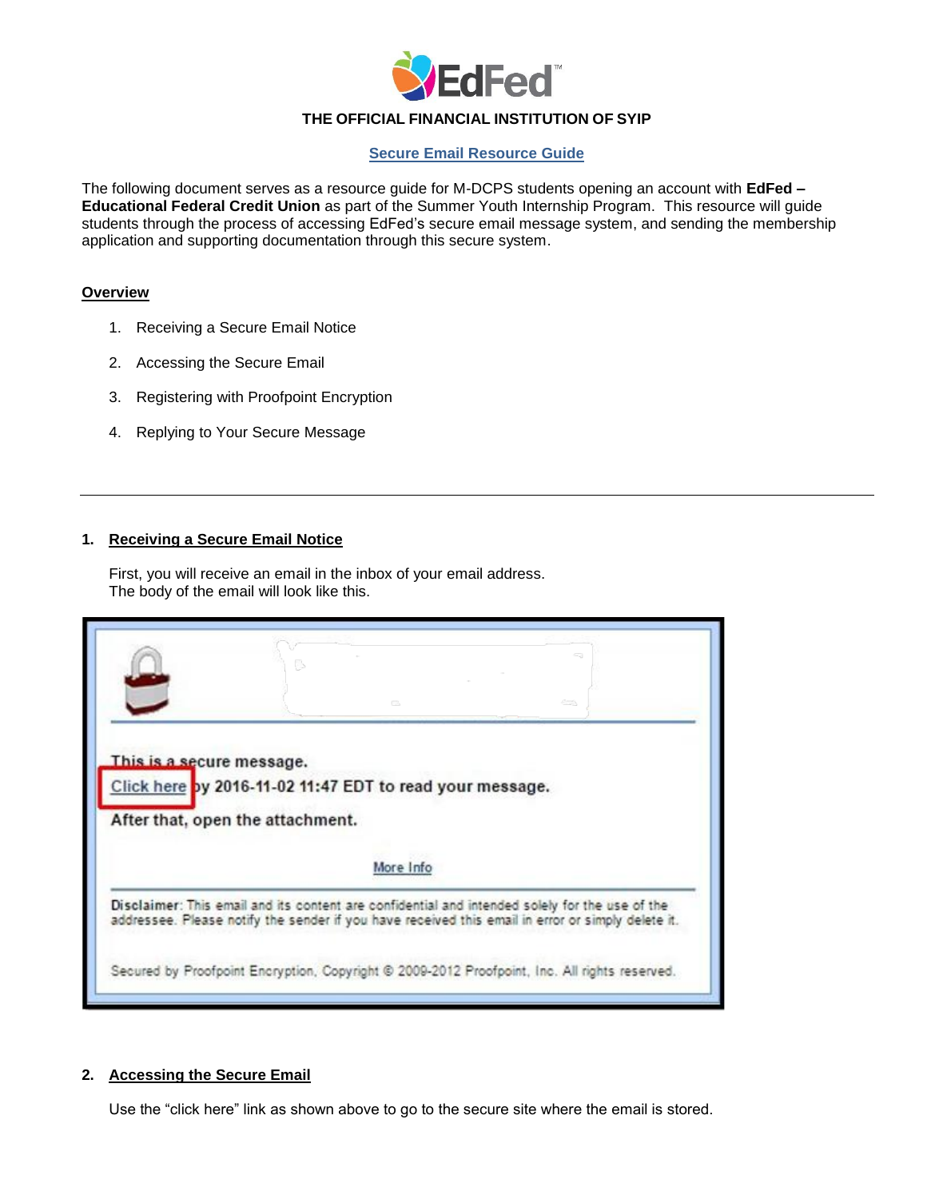**THE OFFICIAL FINANCIAL INSTITUTION OF SYIP**

## Secure Email Resource Guide

The following document serves as a resource guide for M-DCPS students opening an account with **EdFed – Educational Federal Credit Union** as part of the Summer Youth Internship Program. This resource will guide students through the process of accessing EdFed's secure email message system, and sending the membership application and supporting documentation through this secure system.

### Overview

1. Receiving a Secure Email Notice
2. Accessing the Secure Email
3. Registering with Proofpoint Encryption
4. Replying to Your Secure Message

---

### 1. Receiving a Secure Email Notice

First, you will receive an email in the inbox of your email address.
The body of the email will look like this.

This is a secure message.
Click here by 2016-11-02 11:47 EDT to read your message.
After that, open the attachment.

More Info

Disclaimer: This email and its content are confidential and intended solely for the use of the addressee. Please notify the sender if you have received this email in error or simply delete it.

Secured by Proofpoint Encryption, Copyright © 2009-2012 Proofpoint, Inc. All rights reserved.

### 2. Accessing the Secure Email

Use the "click here" link as shown above to go to the secure site where the email is stored.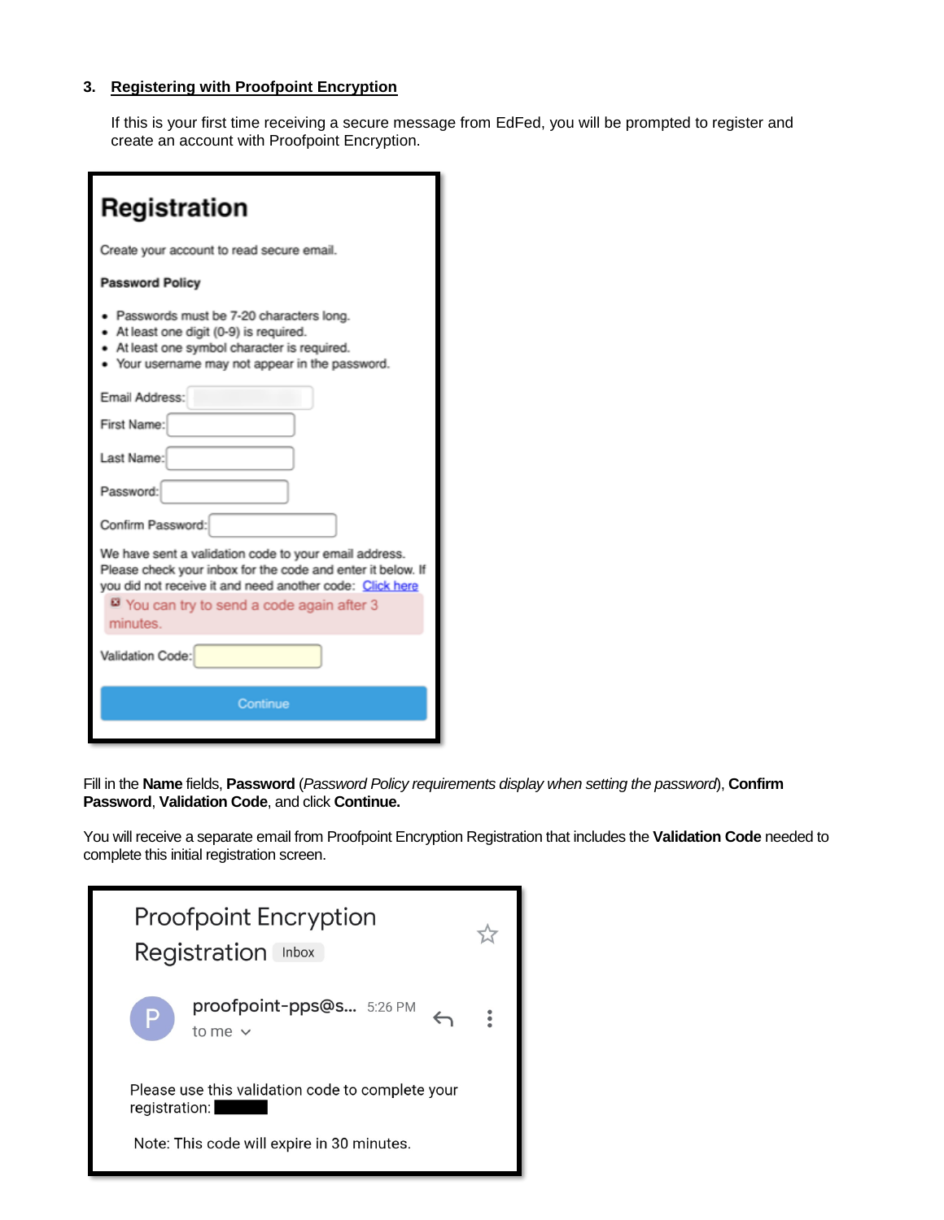### 3. Registering with Proofpoint Encryption

If this is your first time receiving a secure message from EdFed, you will be prompted to register and create an account with Proofpoint Encryption.

**Registration**

Create your account to read secure email.

**Password Policy**

- Passwords must be 7-20 characters long.
- At least one digit (0-9) is required.
- At least one symbol character is required.
- Your username may not appear in the password.

Email Address:

First Name:

Last Name:

Password:

Confirm Password:

We have sent a validation code to your email address. Please check your inbox for the code and enter it below. If you did not receive it and need another code: Click here

You can try to send a code again after 3 minutes.

Validation Code:

Continue

Fill in the **Name** fields, **Password** (*Password Policy requirements display when setting the password*), **Confirm Password**, **Validation Code**, and click **Continue.**

You will receive a separate email from Proofpoint Encryption Registration that includes the **Validation Code** needed to complete this initial registration screen.

Proofpoint Encryption Registration Inbox

proofpoint-pps@s... 5:26 PM

to me

Please use this validation code to complete your registration:

Note: This code will expire in 30 minutes.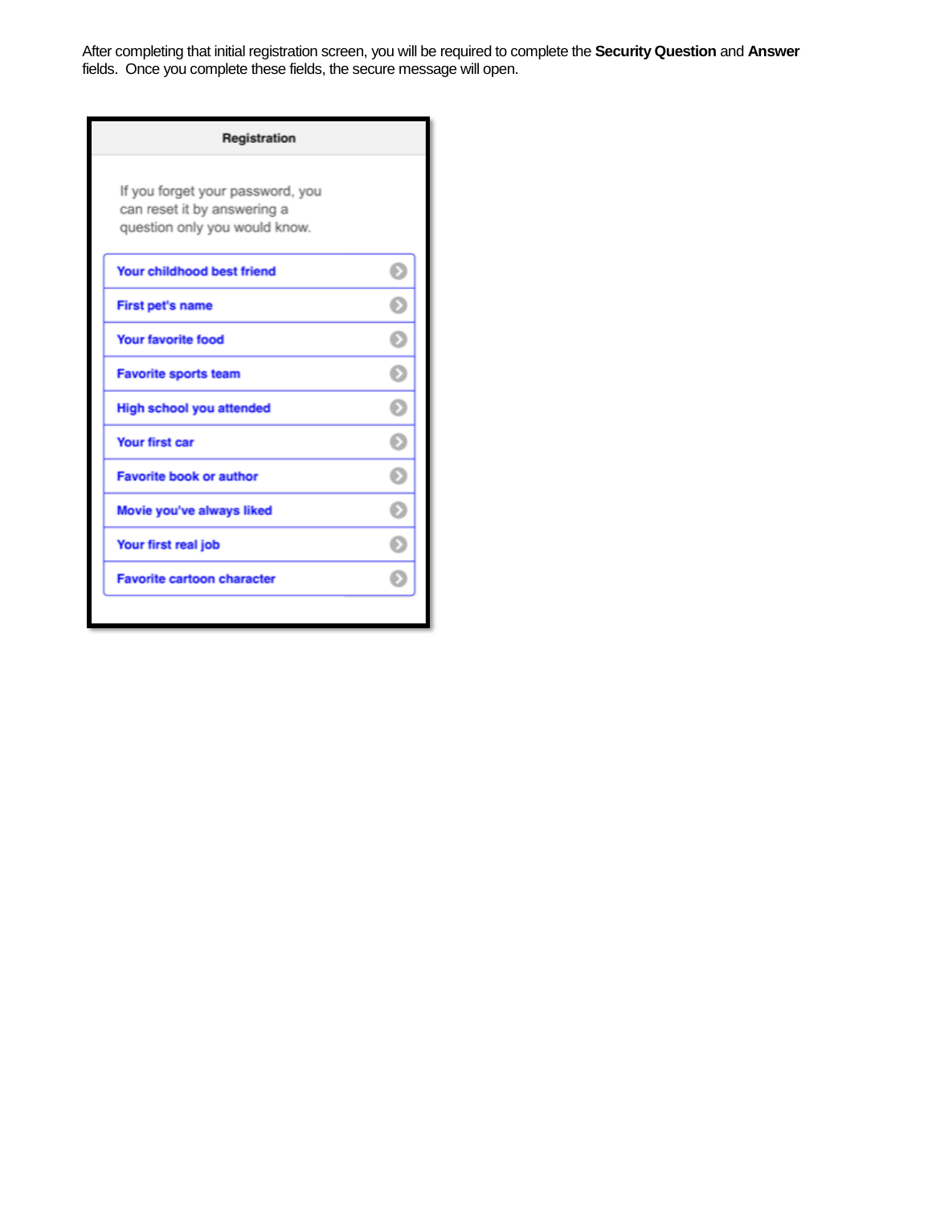After completing that initial registration screen, you will be required to complete the **Security Question** and **Answer** fields. Once you complete these fields, the secure message will open.

**Registration**

If you forget your password, you can reset it by answering a question only you would know.

- Your childhood best friend
- First pet's name
- Your favorite food
- Favorite sports team
- High school you attended
- Your first car
- Favorite book or author
- Movie you've always liked
- Your first real job
- Favorite cartoon character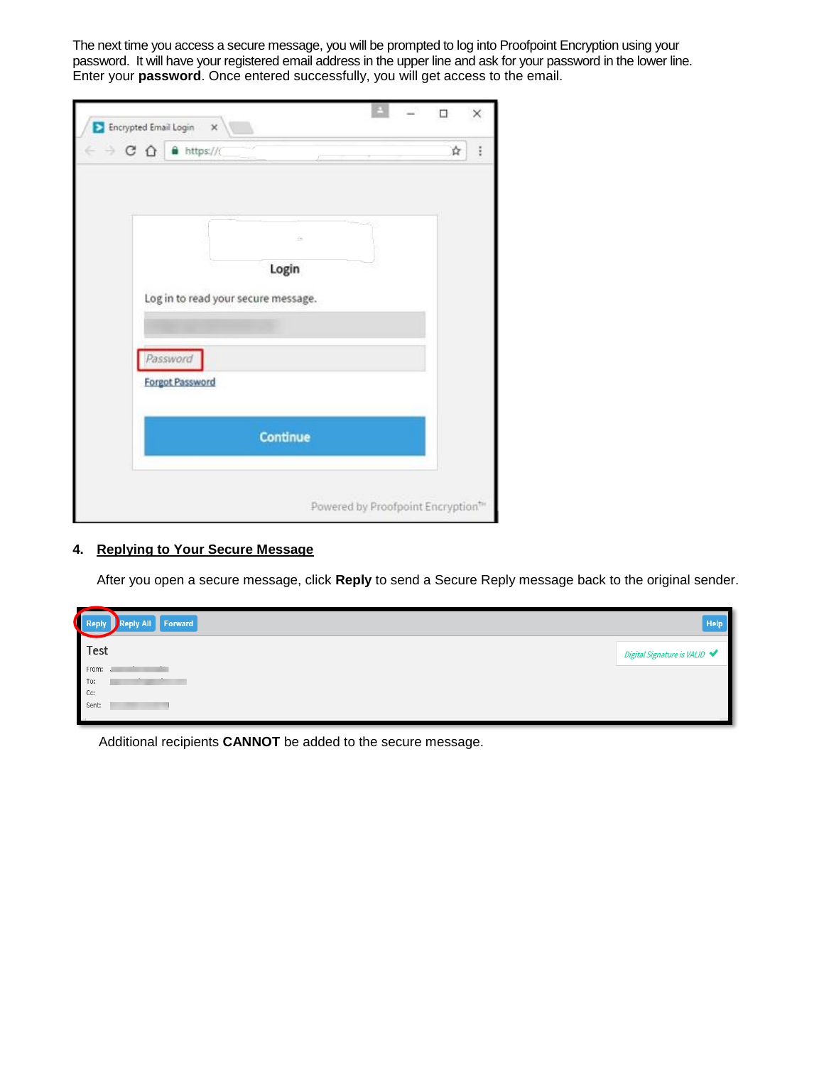The next time you access a secure message, you will be prompted to log into Proofpoint Encryption using your password. It will have your registered email address in the upper line and ask for your password in the lower line. Enter your **password**. Once entered successfully, you will get access to the email.

## 4. Replying to Your Secure Message

After you open a secure message, click **Reply** to send a Secure Reply message back to the original sender.

Additional recipients **CANNOT** be added to the secure message.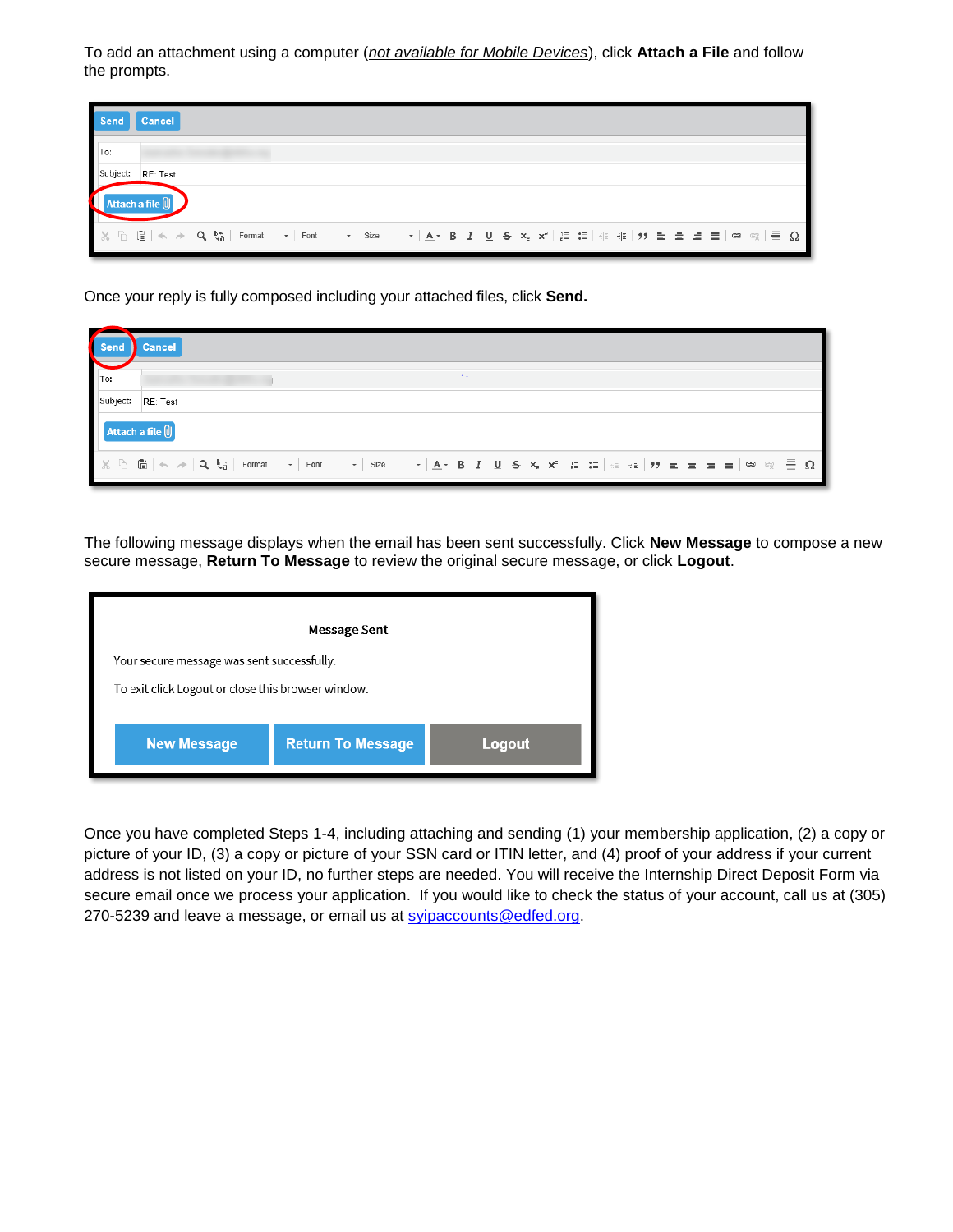To add an attachment using a computer (*not available for Mobile Devices*), click **Attach a File** and follow the prompts.

Once your reply is fully composed including your attached files, click **Send.**

The following message displays when the email has been sent successfully. Click **New Message** to compose a new secure message, **Return To Message** to review the original secure message, or click **Logout**.

Once you have completed Steps 1-4, including attaching and sending (1) your membership application, (2) a copy or picture of your ID, (3) a copy or picture of your SSN card or ITIN letter, and (4) proof of your address if your current address is not listed on your ID, no further steps are needed. You will receive the Internship Direct Deposit Form via secure email once we process your application. If you would like to check the status of your account, call us at (305) 270-5239 and leave a message, or email us at syipaccounts@edfed.org.